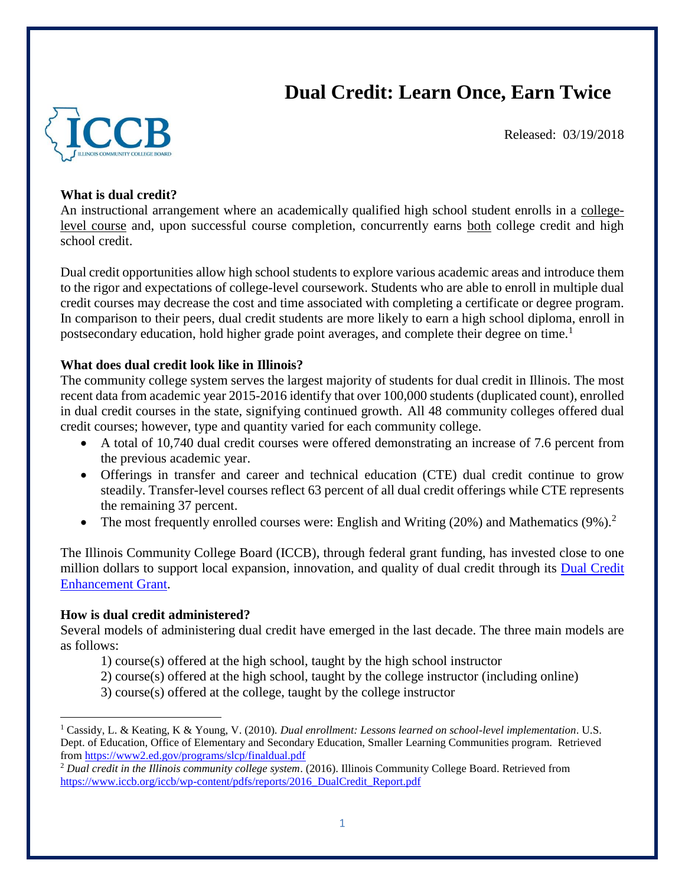# Dual Credit: Learn Once, Earn Twice

Released: 03/19/2018

**What is dual credit?**

An instructional arrangement where an academically qualified high school student enrolls in a college-level course and, upon successful course completion, concurrently earns both college credit and high school credit.

Dual credit opportunities allow high school students to explore various academic areas and introduce them to the rigor and expectations of college-level coursework. Students who are able to enroll in multiple dual credit courses may decrease the cost and time associated with completing a certificate or degree program. In comparison to their peers, dual credit students are more likely to earn a high school diploma, enroll in postsecondary education, hold higher grade point averages, and complete their degree on time.[1]

**What does dual credit look like in Illinois?**

The community college system serves the largest majority of students for dual credit in Illinois. The most recent data from academic year 2015-2016 identify that over 100,000 students (duplicated count), enrolled in dual credit courses in the state, signifying continued growth. All 48 community colleges offered dual credit courses; however, type and quantity varied for each community college.

- A total of 10,740 dual credit courses were offered demonstrating an increase of 7.6 percent from the previous academic year.
- Offerings in transfer and career and technical education (CTE) dual credit continue to grow steadily. Transfer-level courses reflect 63 percent of all dual credit offerings while CTE represents the remaining 37 percent.
- The most frequently enrolled courses were: English and Writing (20%) and Mathematics (9%).[2]

The Illinois Community College Board (ICCB), through federal grant funding, has invested close to one million dollars to support local expansion, innovation, and quality of dual credit through its Dual Credit Enhancement Grant.

**How is dual credit administered?**

Several models of administering dual credit have emerged in the last decade. The three main models are as follows:

1) course(s) offered at the high school, taught by the high school instructor
2) course(s) offered at the high school, taught by the college instructor (including online)
3) course(s) offered at the college, taught by the college instructor

---

[1] Cassidy, L. & Keating, K & Young, V. (2010). *Dual enrollment: Lessons learned on school-level implementation*. U.S. Dept. of Education, Office of Elementary and Secondary Education, Smaller Learning Communities program. Retrieved from https://www2.ed.gov/programs/slcp/finaldual.pdf

[2] *Dual credit in the Illinois community college system*. (2016). Illinois Community College Board. Retrieved from https://www.iccb.org/iccb/wp-content/pdfs/reports/2016_DualCredit_Report.pdf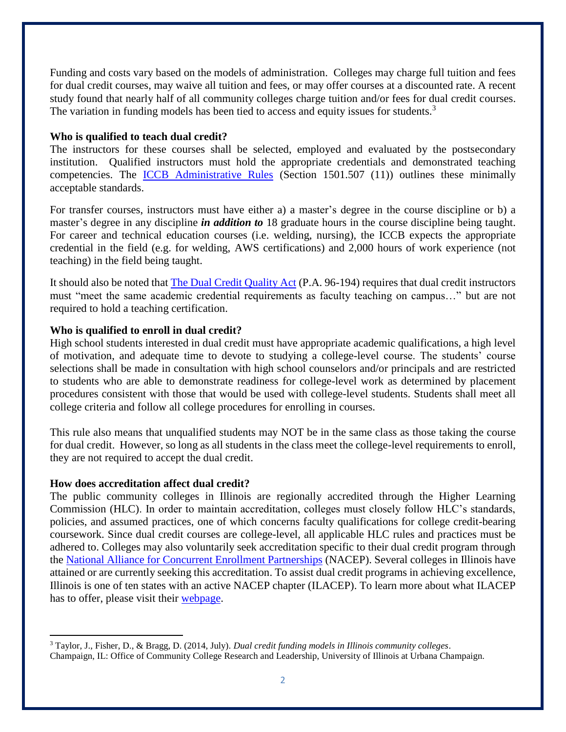Funding and costs vary based on the models of administration. Colleges may charge full tuition and fees for dual credit courses, may waive all tuition and fees, or may offer courses at a discounted rate. A recent study found that nearly half of all community colleges charge tuition and/or fees for dual credit courses. The variation in funding models has been tied to access and equity issues for students.[3]

**Who is qualified to teach dual credit?**

The instructors for these courses shall be selected, employed and evaluated by the postsecondary institution. Qualified instructors must hold the appropriate credentials and demonstrated teaching competencies. The ICCB Administrative Rules (Section 1501.507 (11)) outlines these minimally acceptable standards.

For transfer courses, instructors must have either a) a master's degree in the course discipline or b) a master's degree in any discipline ***in addition to*** 18 graduate hours in the course discipline being taught. For career and technical education courses (i.e. welding, nursing), the ICCB expects the appropriate credential in the field (e.g. for welding, AWS certifications) and 2,000 hours of work experience (not teaching) in the field being taught.

It should also be noted that The Dual Credit Quality Act (P.A. 96-194) requires that dual credit instructors must "meet the same academic credential requirements as faculty teaching on campus…" but are not required to hold a teaching certification.

**Who is qualified to enroll in dual credit?**

High school students interested in dual credit must have appropriate academic qualifications, a high level of motivation, and adequate time to devote to studying a college-level course. The students' course selections shall be made in consultation with high school counselors and/or principals and are restricted to students who are able to demonstrate readiness for college-level work as determined by placement procedures consistent with those that would be used with college-level students. Students shall meet all college criteria and follow all college procedures for enrolling in courses.

This rule also means that unqualified students may NOT be in the same class as those taking the course for dual credit. However, so long as all students in the class meet the college-level requirements to enroll, they are not required to accept the dual credit.

**How does accreditation affect dual credit?**

The public community colleges in Illinois are regionally accredited through the Higher Learning Commission (HLC). In order to maintain accreditation, colleges must closely follow HLC's standards, policies, and assumed practices, one of which concerns faculty qualifications for college credit-bearing coursework. Since dual credit courses are college-level, all applicable HLC rules and practices must be adhered to. Colleges may also voluntarily seek accreditation specific to their dual credit program through the National Alliance for Concurrent Enrollment Partnerships (NACEP). Several colleges in Illinois have attained or are currently seeking this accreditation. To assist dual credit programs in achieving excellence, Illinois is one of ten states with an active NACEP chapter (ILACEP). To learn more about what ILACEP has to offer, please visit their webpage.

---

[3] Taylor, J., Fisher, D., & Bragg, D. (2014, July). *Dual credit funding models in Illinois community colleges*. Champaign, IL: Office of Community College Research and Leadership, University of Illinois at Urbana Champaign.